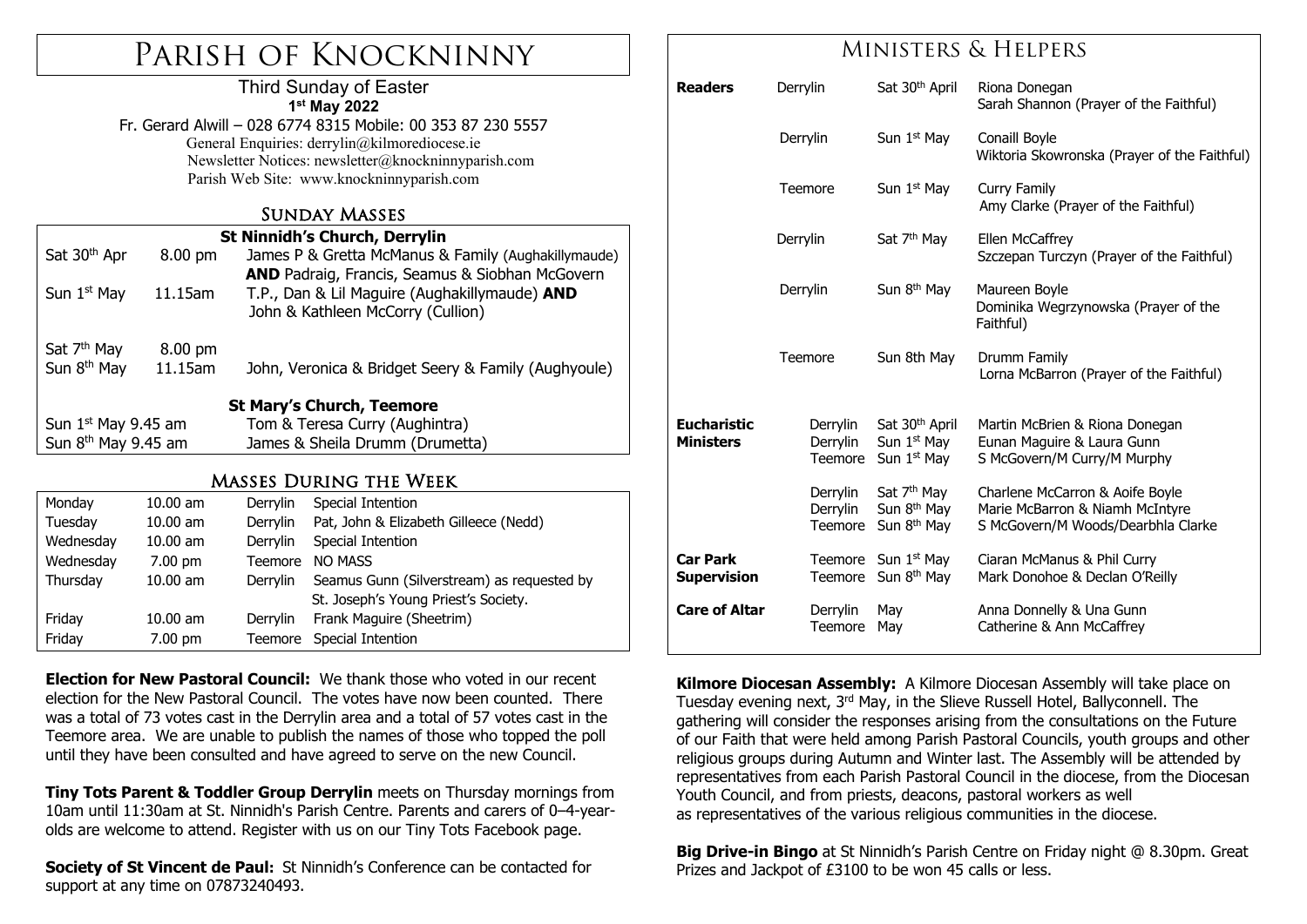# Parish of Knockninny

Third Sunday of Easter
**1st May 2022**

Fr. Gerard Alwill – 028 6774 8315 Mobile: 00 353 87 230 5557
General Enquiries: derrylin@kilmorediocese.ie
Newsletter Notices: newsletter@knockninnyparish.com
Parish Web Site: www.knockninnyparish.com

## Sunday Masses

**St Ninnidh's Church, Derrylin**

| | | |
|---|---|---|
| Sat 30th Apr | 8.00 pm | James P & Gretta McManus & Family (Aughakillymaude) **AND** Padraig, Francis, Seamus & Siobhan McGovern |
| Sun 1st May | 11.15am | T.P., Dan & Lil Maguire (Aughakillymaude) **AND** John & Kathleen McCorry (Cullion) |
| Sat 7th May | 8.00 pm | |
| Sun 8th May | 11.15am | John, Veronica & Bridget Seery & Family (Aughyoule) |

**St Mary's Church, Teemore**

| | |
|---|---|
| Sun 1st May 9.45 am | Tom & Teresa Curry (Aughintra) |
| Sun 8th May 9.45 am | James & Sheila Drumm (Drumetta) |

## Masses During the Week

| | | | |
|---|---|---|---|
| Monday | 10.00 am | Derrylin | Special Intention |
| Tuesday | 10.00 am | Derrylin | Pat, John & Elizabeth Gilleece (Nedd) |
| Wednesday | 10.00 am | Derrylin | Special Intention |
| Wednesday | 7.00 pm | Teemore | NO MASS |
| Thursday | 10.00 am | Derrylin | Seamus Gunn (Silverstream) as requested by St. Joseph's Young Priest's Society. |
| Friday | 10.00 am | Derrylin | Frank Maguire (Sheetrim) |
| Friday | 7.00 pm | Teemore | Special Intention |

**Election for New Pastoral Council:** We thank those who voted in our recent election for the New Pastoral Council. The votes have now been counted. There was a total of 73 votes cast in the Derrylin area and a total of 57 votes cast in the Teemore area. We are unable to publish the names of those who topped the poll until they have been consulted and have agreed to serve on the new Council.

**Tiny Tots Parent & Toddler Group Derrylin** meets on Thursday mornings from 10am until 11:30am at St. Ninnidh's Parish Centre. Parents and carers of 0–4-year-olds are welcome to attend. Register with us on our Tiny Tots Facebook page.

**Society of St Vincent de Paul:** St Ninnidh's Conference can be contacted for support at any time on 07873240493.

## Ministers & Helpers

| | | | |
|---|---|---|---|
| **Readers** | Derrylin | Sat 30th April | Riona Donegan; Sarah Shannon (Prayer of the Faithful) |
| | Derrylin | Sun 1st May | Conaill Boyle; Wiktoria Skowronska (Prayer of the Faithful) |
| | Teemore | Sun 1st May | Curry Family; Amy Clarke (Prayer of the Faithful) |
| | Derrylin | Sat 7th May | Ellen McCaffrey; Szczepan Turczyn (Prayer of the Faithful) |
| | Derrylin | Sun 8th May | Maureen Boyle; Dominika Wegrzynowska (Prayer of the Faithful) |
| | Teemore | Sun 8th May | Drumm Family; Lorna McBarron (Prayer of the Faithful) |
| **Eucharistic Ministers** | Derrylin | Sat 30th April | Martin McBrien & Riona Donegan |
| | Derrylin | Sun 1st May | Eunan Maguire & Laura Gunn |
| | Teemore | Sun 1st May | S McGovern/M Curry/M Murphy |
| | Derrylin | Sat 7th May | Charlene McCarron & Aoife Boyle |
| | Derrylin | Sun 8th May | Marie McBarron & Niamh McIntyre |
| | Teemore | Sun 8th May | S McGovern/M Woods/Dearbhla Clarke |
| **Car Park Supervision** | Teemore | Sun 1st May | Ciaran McManus & Phil Curry |
| | Teemore | Sun 8th May | Mark Donohoe & Declan O'Reilly |
| **Care of Altar** | Derrylin | May | Anna Donnelly & Una Gunn |
| | Teemore | May | Catherine & Ann McCaffrey |

**Kilmore Diocesan Assembly:** A Kilmore Diocesan Assembly will take place on Tuesday evening next, 3rd May, in the Slieve Russell Hotel, Ballyconnell. The gathering will consider the responses arising from the consultations on the Future of our Faith that were held among Parish Pastoral Councils, youth groups and other religious groups during Autumn and Winter last. The Assembly will be attended by representatives from each Parish Pastoral Council in the diocese, from the Diocesan Youth Council, and from priests, deacons, pastoral workers as well as representatives of the various religious communities in the diocese.

**Big Drive-in Bingo** at St Ninnidh's Parish Centre on Friday night @ 8.30pm. Great Prizes and Jackpot of £3100 to be won 45 calls or less.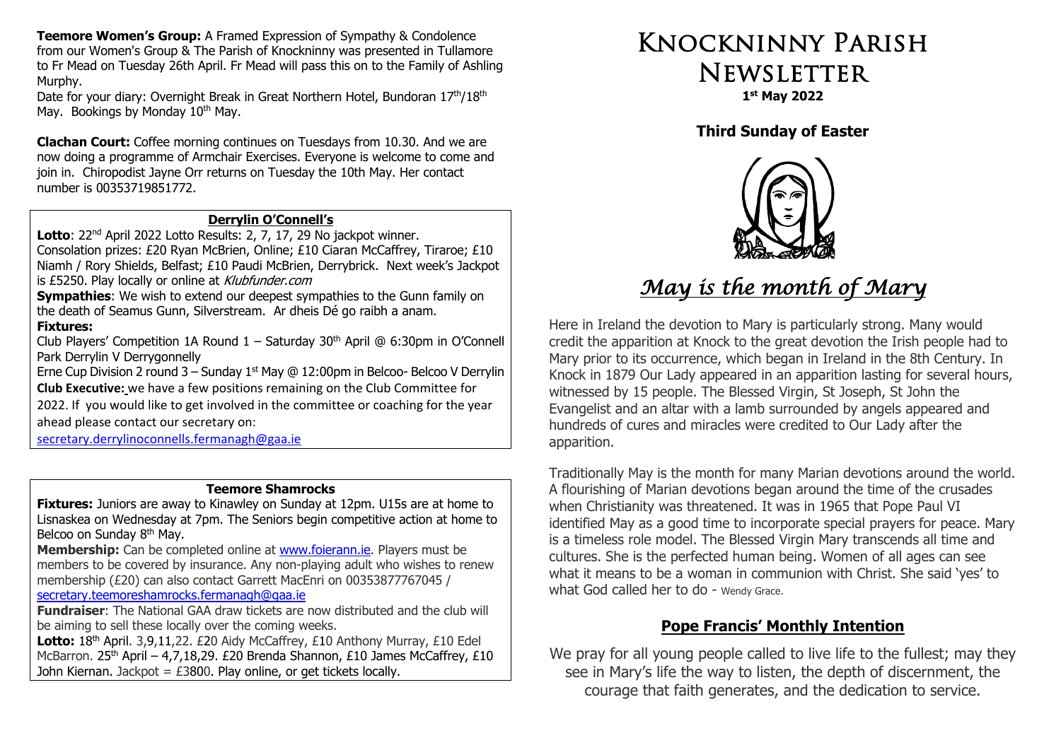**Teemore Women's Group:** A Framed Expression of Sympathy & Condolence from our Women's Group & The Parish of Knockninny was presented in Tullamore to Fr Mead on Tuesday 26th April. Fr Mead will pass this on to the Family of Ashling Murphy.

Date for your diary: Overnight Break in Great Northern Hotel, Bundoran 17th/18th May. Bookings by Monday 10th May.

**Clachan Court:** Coffee morning continues on Tuesdays from 10.30. And we are now doing a programme of Armchair Exercises. Everyone is welcome to come and join in. Chiropodist Jayne Orr returns on Tuesday the 10th May. Her contact number is 00353719851772.

**Derrylin O'Connell's**

**Lotto**: 22nd April 2022 Lotto Results: 2, 7, 17, 29 No jackpot winner. Consolation prizes: £20 Ryan McBrien, Online; £10 Ciaran McCaffrey, Tiraroe; £10 Niamh / Rory Shields, Belfast; £10 Paudi McBrien, Derrybrick. Next week's Jackpot is £5250. Play locally or online at *Klubfunder.com*

**Sympathies**: We wish to extend our deepest sympathies to the Gunn family on the death of Seamus Gunn, Silverstream. Ar dheis Dé go raibh a anam.

**Fixtures:**

Club Players' Competition 1A Round 1 – Saturday 30th April @ 6:30pm in O'Connell Park Derrylin V Derrygonnelly

Erne Cup Division 2 round 3 – Sunday 1st May @ 12:00pm in Belcoo- Belcoo V Derrylin

**Club Executive:** we have a few positions remaining on the Club Committee for 2022. If you would like to get involved in the committee or coaching for the year ahead please contact our secretary on:

secretary.derrylinoconnells.fermanagh@gaa.ie

**Teemore Shamrocks**

**Fixtures:** Juniors are away to Kinawley on Sunday at 12pm. U15s are at home to Lisnaskea on Wednesday at 7pm. The Seniors begin competitive action at home to Belcoo on Sunday 8th May.

**Membership:** Can be completed online at www.foierann.ie. Players must be members to be covered by insurance. Any non-playing adult who wishes to renew membership (£20) can also contact Garrett MacEnri on 00353877767045 / secretary.teemoreshamrocks.fermanagh@gaa.ie

**Fundraiser**: The National GAA draw tickets are now distributed and the club will be aiming to sell these locally over the coming weeks.

**Lotto:** 18th April. 3,9,11,22. £20 Aidy McCaffrey, £10 Anthony Murray, £10 Edel McBarron. 25th April – 4,7,18,29. £20 Brenda Shannon, £10 James McCaffrey, £10 John Kiernan. Jackpot = £3800. Play online, or get tickets locally.

# Knockninny Parish Newsletter

**1st May 2022**

## Third Sunday of Easter

## *May is the month of Mary*

Here in Ireland the devotion to Mary is particularly strong. Many would credit the apparition at Knock to the great devotion the Irish people had to Mary prior to its occurrence, which began in Ireland in the 8th Century. In Knock in 1879 Our Lady appeared in an apparition lasting for several hours, witnessed by 15 people. The Blessed Virgin, St Joseph, St John the Evangelist and an altar with a lamb surrounded by angels appeared and hundreds of cures and miracles were credited to Our Lady after the apparition.

Traditionally May is the month for many Marian devotions around the world. A flourishing of Marian devotions began around the time of the crusades when Christianity was threatened. It was in 1965 that Pope Paul VI identified May as a good time to incorporate special prayers for peace. Mary is a timeless role model. The Blessed Virgin Mary transcends all time and cultures. She is the perfected human being. Women of all ages can see what it means to be a woman in communion with Christ. She said 'yes' to what God called her to do - Wendy Grace.

## Pope Francis' Monthly Intention

We pray for all young people called to live life to the fullest; may they see in Mary's life the way to listen, the depth of discernment, the courage that faith generates, and the dedication to service.